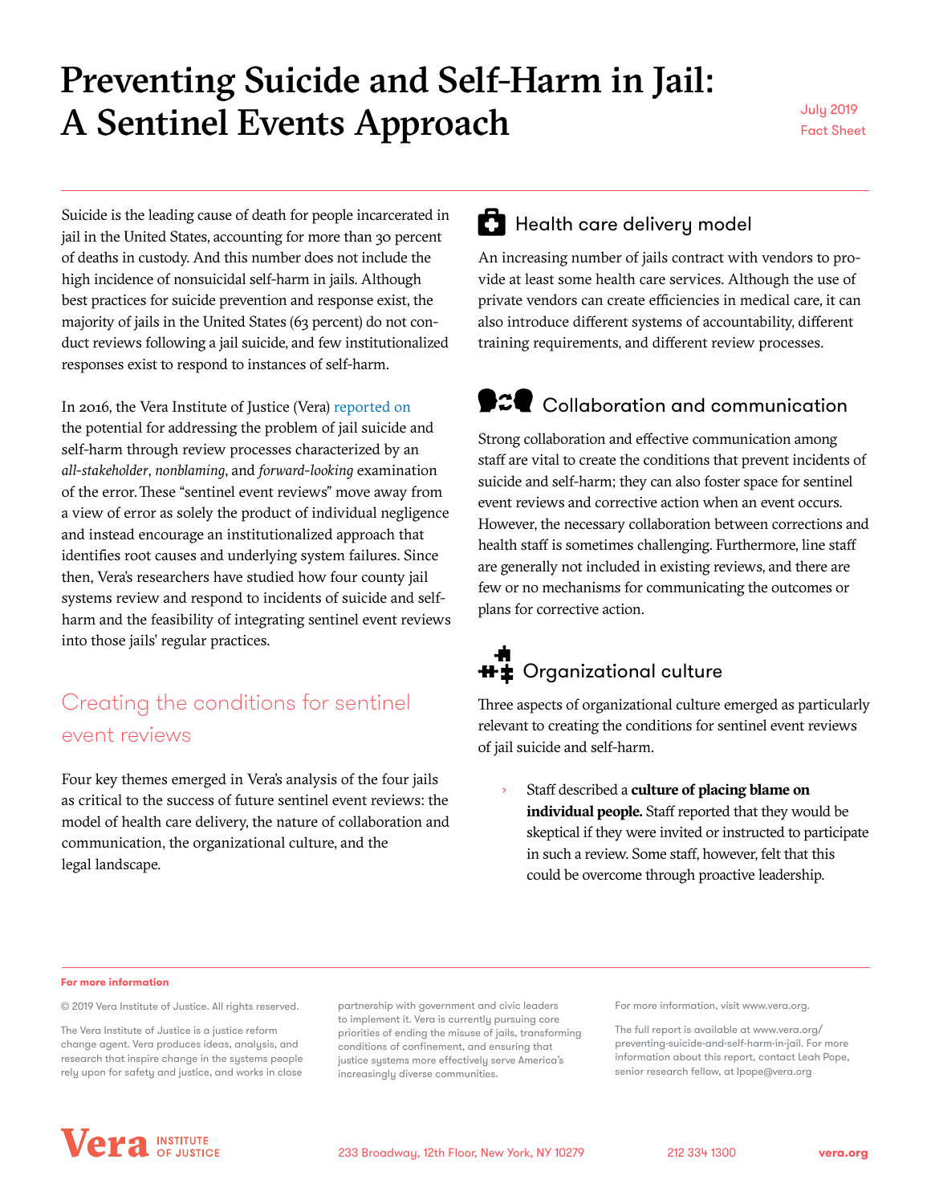# Preventing Suicide and Self-Harm in Jail: A Sentinel Events Approach

July 2019
Fact Sheet

Suicide is the leading cause of death for people incarcerated in jail in the United States, accounting for more than 30 percent of deaths in custody. And this number does not include the high incidence of nonsuicidal self-harm in jails. Although best practices for suicide prevention and response exist, the majority of jails in the United States (63 percent) do not conduct reviews following a jail suicide, and few institutionalized responses exist to respond to instances of self-harm.

In 2016, the Vera Institute of Justice (Vera) reported on the potential for addressing the problem of jail suicide and self-harm through review processes characterized by an *all-stakeholder*, *nonblaming*, and *forward-looking* examination of the error. These "sentinel event reviews" move away from a view of error as solely the product of individual negligence and instead encourage an institutionalized approach that identifies root causes and underlying system failures. Since then, Vera's researchers have studied how four county jail systems review and respond to incidents of suicide and self-harm and the feasibility of integrating sentinel event reviews into those jails' regular practices.

## Creating the conditions for sentinel event reviews

Four key themes emerged in Vera's analysis of the four jails as critical to the success of future sentinel event reviews: the model of health care delivery, the nature of collaboration and communication, the organizational culture, and the legal landscape.

### Health care delivery model

An increasing number of jails contract with vendors to provide at least some health care services. Although the use of private vendors can create efficiencies in medical care, it can also introduce different systems of accountability, different training requirements, and different review processes.

### Collaboration and communication

Strong collaboration and effective communication among staff are vital to create the conditions that prevent incidents of suicide and self-harm; they can also foster space for sentinel event reviews and corrective action when an event occurs. However, the necessary collaboration between corrections and health staff is sometimes challenging. Furthermore, line staff are generally not included in existing reviews, and there are few or no mechanisms for communicating the outcomes or plans for corrective action.

### Organizational culture

Three aspects of organizational culture emerged as particularly relevant to creating the conditions for sentinel event reviews of jail suicide and self-harm.

- Staff described a **culture of placing blame on individual people.** Staff reported that they would be skeptical if they were invited or instructed to participate in such a review. Some staff, however, felt that this could be overcome through proactive leadership.

**For more information**

© 2019 Vera Institute of Justice. All rights reserved.

The Vera Institute of Justice is a justice reform change agent. Vera produces ideas, analysis, and research that inspire change in the systems people rely upon for safety and justice, and works in close partnership with government and civic leaders to implement it. Vera is currently pursuing core priorities of ending the misuse of jails, transforming conditions of confinement, and ensuring that justice systems more effectively serve America's increasingly diverse communities.

For more information, visit www.vera.org.

The full report is available at www.vera.org/preventing-suicide-and-self-harm-in-jail. For more information about this report, contact Leah Pope, senior research fellow, at lpope@vera.org

Vera Institute of Justice — 233 Broadway, 12th Floor, New York, NY 10279 — 212 334 1300 — vera.org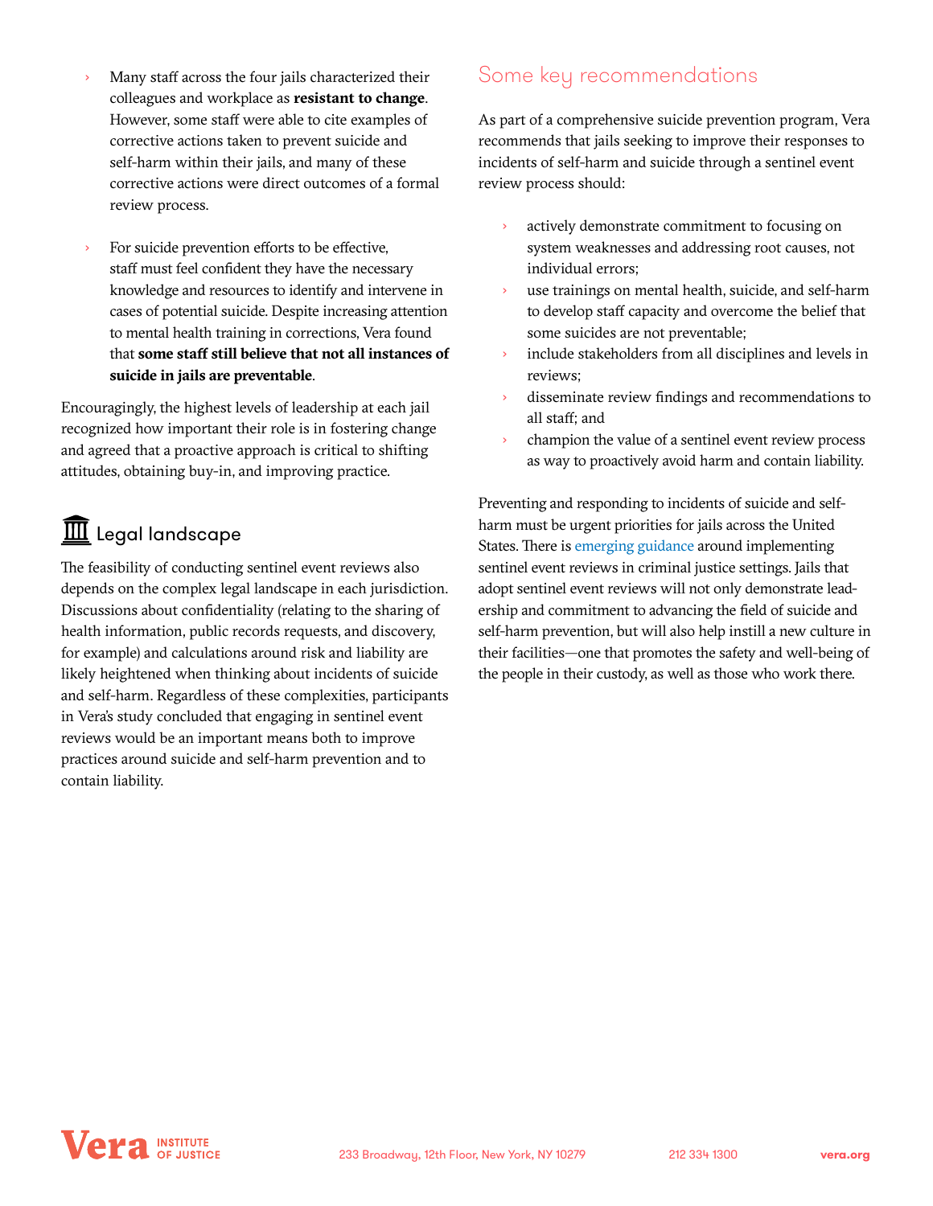- Many staff across the four jails characterized their colleagues and workplace as **resistant to change**. However, some staff were able to cite examples of corrective actions taken to prevent suicide and self-harm within their jails, and many of these corrective actions were direct outcomes of a formal review process.
- For suicide prevention efforts to be effective, staff must feel confident they have the necessary knowledge and resources to identify and intervene in cases of potential suicide. Despite increasing attention to mental health training in corrections, Vera found that **some staff still believe that not all instances of suicide in jails are preventable**.

Encouragingly, the highest levels of leadership at each jail recognized how important their role is in fostering change and agreed that a proactive approach is critical to shifting attitudes, obtaining buy-in, and improving practice.

## Legal landscape

The feasibility of conducting sentinel event reviews also depends on the complex legal landscape in each jurisdiction. Discussions about confidentiality (relating to the sharing of health information, public records requests, and discovery, for example) and calculations around risk and liability are likely heightened when thinking about incidents of suicide and self-harm. Regardless of these complexities, participants in Vera's study concluded that engaging in sentinel event reviews would be an important means both to improve practices around suicide and self-harm prevention and to contain liability.

## Some key recommendations

As part of a comprehensive suicide prevention program, Vera recommends that jails seeking to improve their responses to incidents of self-harm and suicide through a sentinel event review process should:

- actively demonstrate commitment to focusing on system weaknesses and addressing root causes, not individual errors;
- use trainings on mental health, suicide, and self-harm to develop staff capacity and overcome the belief that some suicides are not preventable;
- include stakeholders from all disciplines and levels in reviews;
- disseminate review findings and recommendations to all staff; and
- champion the value of a sentinel event review process as way to proactively avoid harm and contain liability.

Preventing and responding to incidents of suicide and self-harm must be urgent priorities for jails across the United States. There is emerging guidance around implementing sentinel event reviews in criminal justice settings. Jails that adopt sentinel event reviews will not only demonstrate leadership and commitment to advancing the field of suicide and self-harm prevention, but will also help instill a new culture in their facilities—one that promotes the safety and well-being of the people in their custody, as well as those who work there.